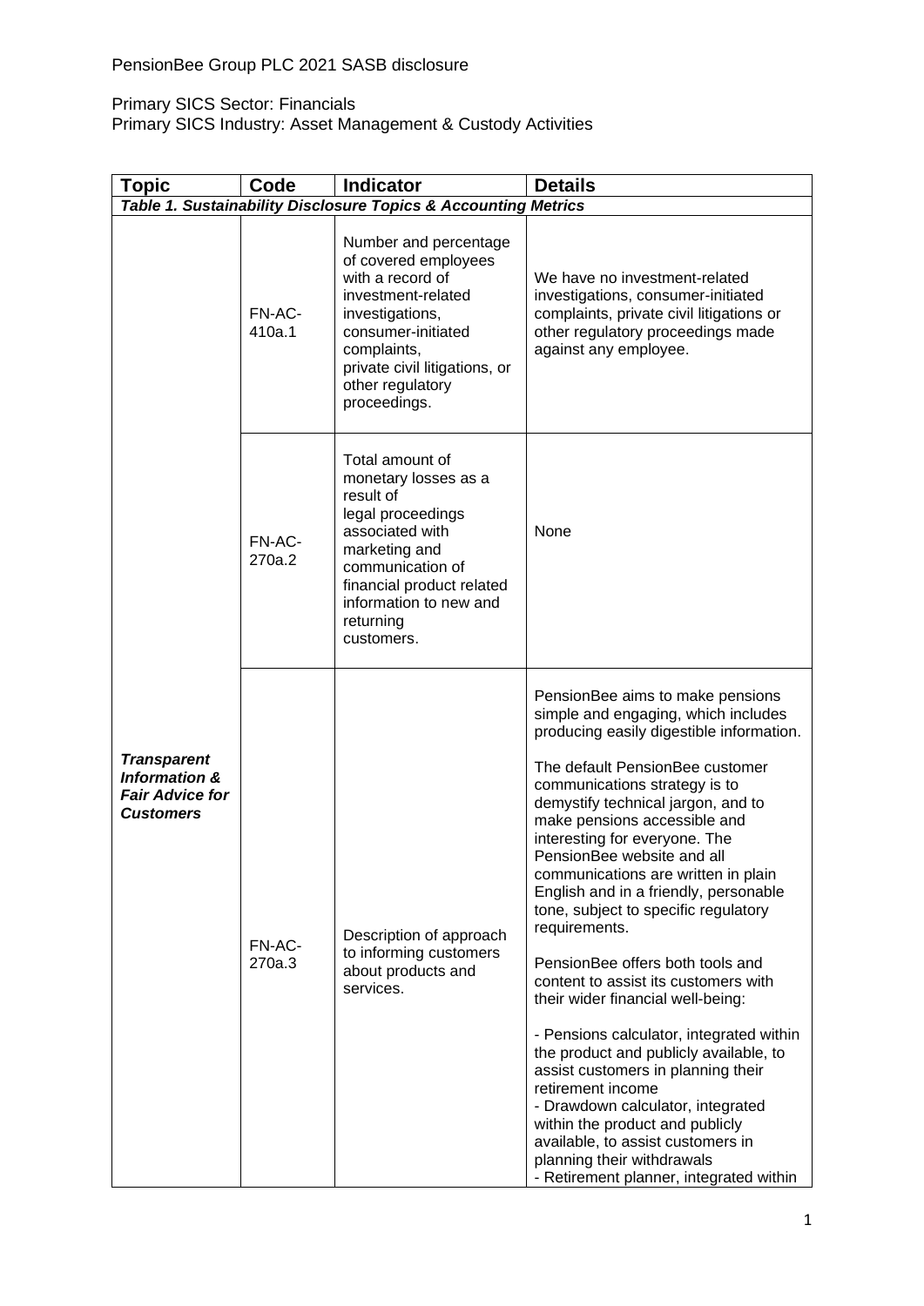PensionBee Group PLC 2021 SASB disclosure

Primary SICS Sector: Financials
Primary SICS Industry: Asset Management & Custody Activities

| Topic | Code | Indicator | Details |
|---|---|---|---|
| ***Table 1. Sustainability Disclosure Topics & Accounting Metrics*** | | | |
| ***Transparent Information & Fair Advice for Customers*** | FN-AC-410a.1 | Number and percentage of covered employees with a record of investment-related investigations, consumer-initiated complaints, private civil litigations, or other regulatory proceedings. | We have no investment-related investigations, consumer-initiated complaints, private civil litigations or other regulatory proceedings made against any employee. |
| | FN-AC-270a.2 | Total amount of monetary losses as a result of legal proceedings associated with marketing and communication of financial product related information to new and returning customers. | None |
| | FN-AC-270a.3 | Description of approach to informing customers about products and services. | PensionBee aims to make pensions simple and engaging, which includes producing easily digestible information.<br><br>The default PensionBee customer communications strategy is to demystify technical jargon, and to make pensions accessible and interesting for everyone. The PensionBee website and all communications are written in plain English and in a friendly, personable tone, subject to specific regulatory requirements.<br><br>PensionBee offers both tools and content to assist its customers with their wider financial well-being:<br><br>- Pensions calculator, integrated within the product and publicly available, to assist customers in planning their retirement income<br>- Drawdown calculator, integrated within the product and publicly available, to assist customers in planning their withdrawals<br>- Retirement planner, integrated within |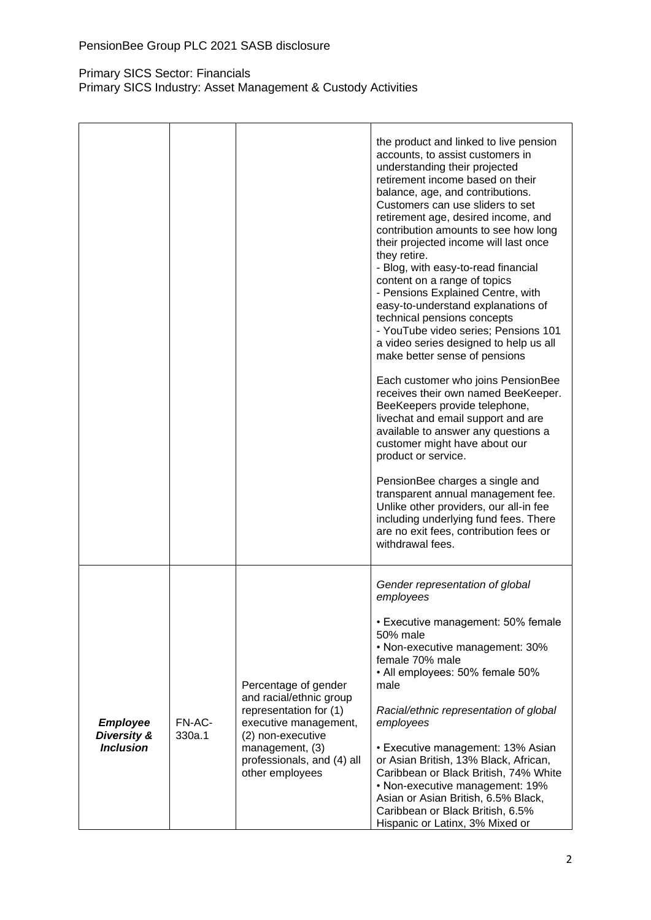PensionBee Group PLC 2021 SASB disclosure

Primary SICS Sector: Financials
Primary SICS Industry: Asset Management & Custody Activities

| | | | |
|---|---|---|---|
| | | | the product and linked to live pension accounts, to assist customers in understanding their projected retirement income based on their balance, age, and contributions. Customers can use sliders to set retirement age, desired income, and contribution amounts to see how long their projected income will last once they retire.<br>- Blog, with easy-to-read financial content on a range of topics<br>- Pensions Explained Centre, with easy-to-understand explanations of technical pensions concepts<br>- YouTube video series; Pensions 101 a video series designed to help us all make better sense of pensions<br><br>Each customer who joins PensionBee receives their own named BeeKeeper. BeeKeepers provide telephone, livechat and email support and are available to answer any questions a customer might have about our product or service.<br><br>PensionBee charges a single and transparent annual management fee. Unlike other providers, our all-in fee including underlying fund fees. There are no exit fees, contribution fees or withdrawal fees. |
| ***Employee Diversity & Inclusion*** | FN-AC-330a.1 | Percentage of gender and racial/ethnic group representation for (1) executive management, (2) non-executive management, (3) professionals, and (4) all other employees | *Gender representation of global employees*<br><br>• Executive management: 50% female 50% male<br>• Non-executive management: 30% female 70% male<br>• All employees: 50% female 50% male<br><br>*Racial/ethnic representation of global employees*<br><br>• Executive management: 13% Asian or Asian British, 13% Black, African, Caribbean or Black British, 74% White<br>• Non-executive management: 19% Asian or Asian British, 6.5% Black, Caribbean or Black British, 6.5% Hispanic or Latinx, 3% Mixed or |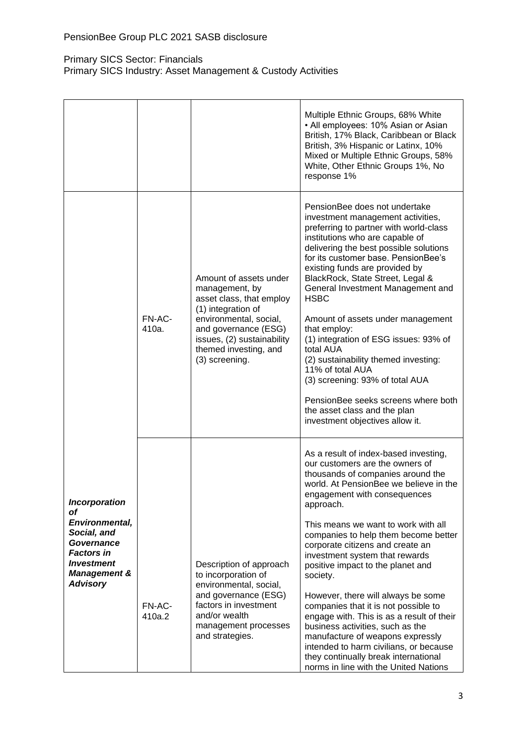PensionBee Group PLC 2021 SASB disclosure

Primary SICS Sector: Financials
Primary SICS Industry: Asset Management & Custody Activities

| | | | |
|---|---|---|---|
| | | | Multiple Ethnic Groups, 68% White<br>• All employees: 10% Asian or Asian British, 17% Black, Caribbean or Black British, 3% Hispanic or Latinx, 10% Mixed or Multiple Ethnic Groups, 58% White, Other Ethnic Groups 1%, No response 1% |
| ***Incorporation of Environmental, Social, and Governance Factors in Investment Management & Advisory*** | FN-AC-410a. | Amount of assets under management, by asset class, that employ (1) integration of environmental, social, and governance (ESG) issues, (2) sustainability themed investing, and (3) screening. | PensionBee does not undertake investment management activities, preferring to partner with world-class institutions who are capable of delivering the best possible solutions for its customer base. PensionBee's existing funds are provided by BlackRock, State Street, Legal & General Investment Management and HSBC<br><br>Amount of assets under management that employ:<br>(1) integration of ESG issues: 93% of total AUA<br>(2) sustainability themed investing: 11% of total AUA<br>(3) screening: 93% of total AUA<br><br>PensionBee seeks screens where both the asset class and the plan investment objectives allow it. |
| | FN-AC-410a.2 | Description of approach to incorporation of environmental, social, and governance (ESG) factors in investment and/or wealth management processes and strategies. | As a result of index-based investing, our customers are the owners of thousands of companies around the world. At PensionBee we believe in the engagement with consequences approach.<br><br>This means we want to work with all companies to help them become better corporate citizens and create an investment system that rewards positive impact to the planet and society.<br><br>However, there will always be some companies that it is not possible to engage with. This is as a result of their business activities, such as the manufacture of weapons expressly intended to harm civilians, or because they continually break international norms in line with the United Nations |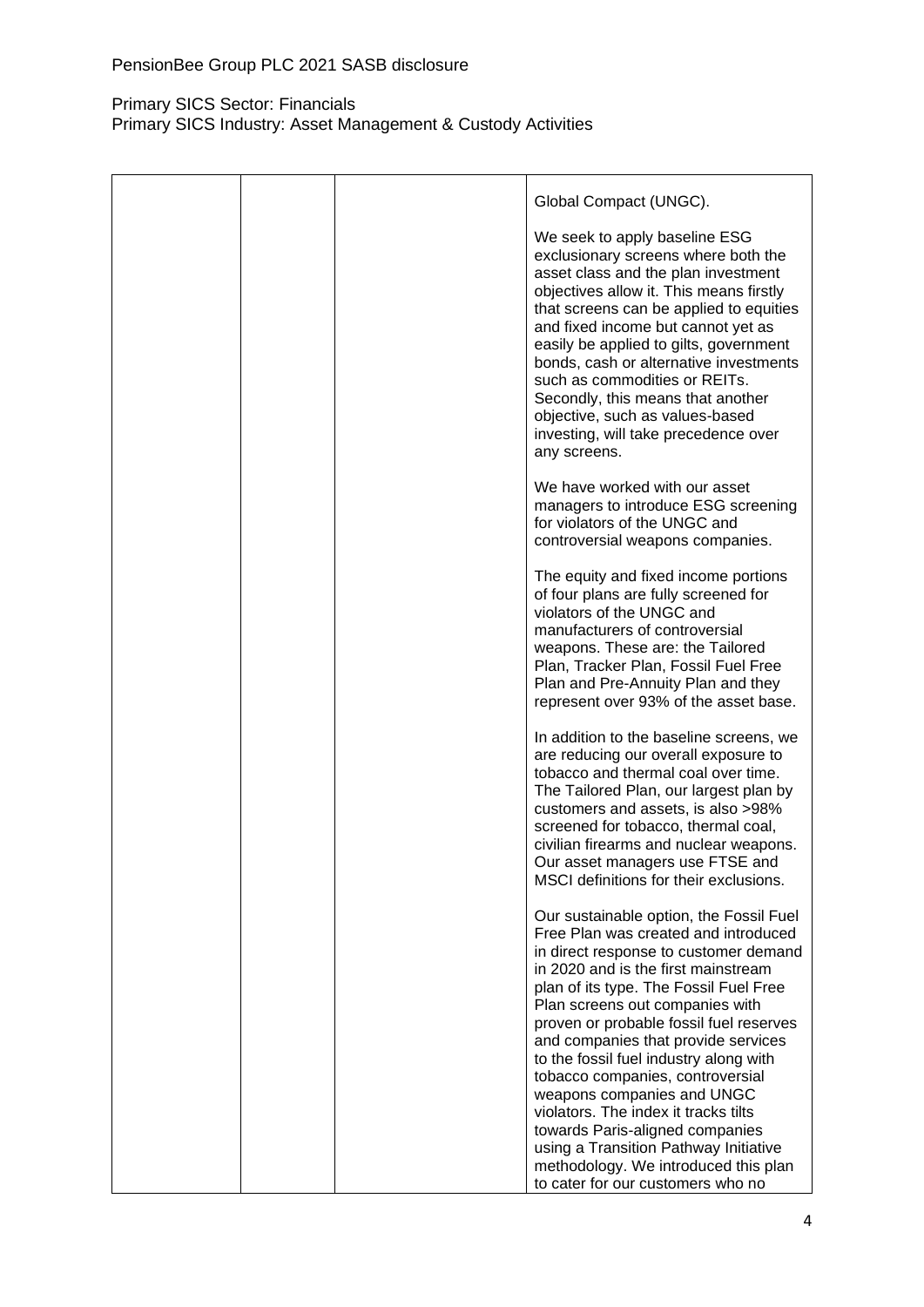PensionBee Group PLC 2021 SASB disclosure

Primary SICS Sector: Financials
Primary SICS Industry: Asset Management & Custody Activities

| | | | |
|---|---|---|---|
| | | | Global Compact (UNGC).<br><br>We seek to apply baseline ESG exclusionary screens where both the asset class and the plan investment objectives allow it. This means firstly that screens can be applied to equities and fixed income but cannot yet as easily be applied to gilts, government bonds, cash or alternative investments such as commodities or REITs. Secondly, this means that another objective, such as values-based investing, will take precedence over any screens.<br><br>We have worked with our asset managers to introduce ESG screening for violators of the UNGC and controversial weapons companies.<br><br>The equity and fixed income portions of four plans are fully screened for violators of the UNGC and manufacturers of controversial weapons. These are: the Tailored Plan, Tracker Plan, Fossil Fuel Free Plan and Pre-Annuity Plan and they represent over 93% of the asset base.<br><br>In addition to the baseline screens, we are reducing our overall exposure to tobacco and thermal coal over time. The Tailored Plan, our largest plan by customers and assets, is also >98% screened for tobacco, thermal coal, civilian firearms and nuclear weapons. Our asset managers use FTSE and MSCI definitions for their exclusions.<br><br>Our sustainable option, the Fossil Fuel Free Plan was created and introduced in direct response to customer demand in 2020 and is the first mainstream plan of its type. The Fossil Fuel Free Plan screens out companies with proven or probable fossil fuel reserves and companies that provide services to the fossil fuel industry along with tobacco companies, controversial weapons companies and UNGC violators. The index it tracks tilts towards Paris-aligned companies using a Transition Pathway Initiative methodology. We introduced this plan to cater for our customers who no |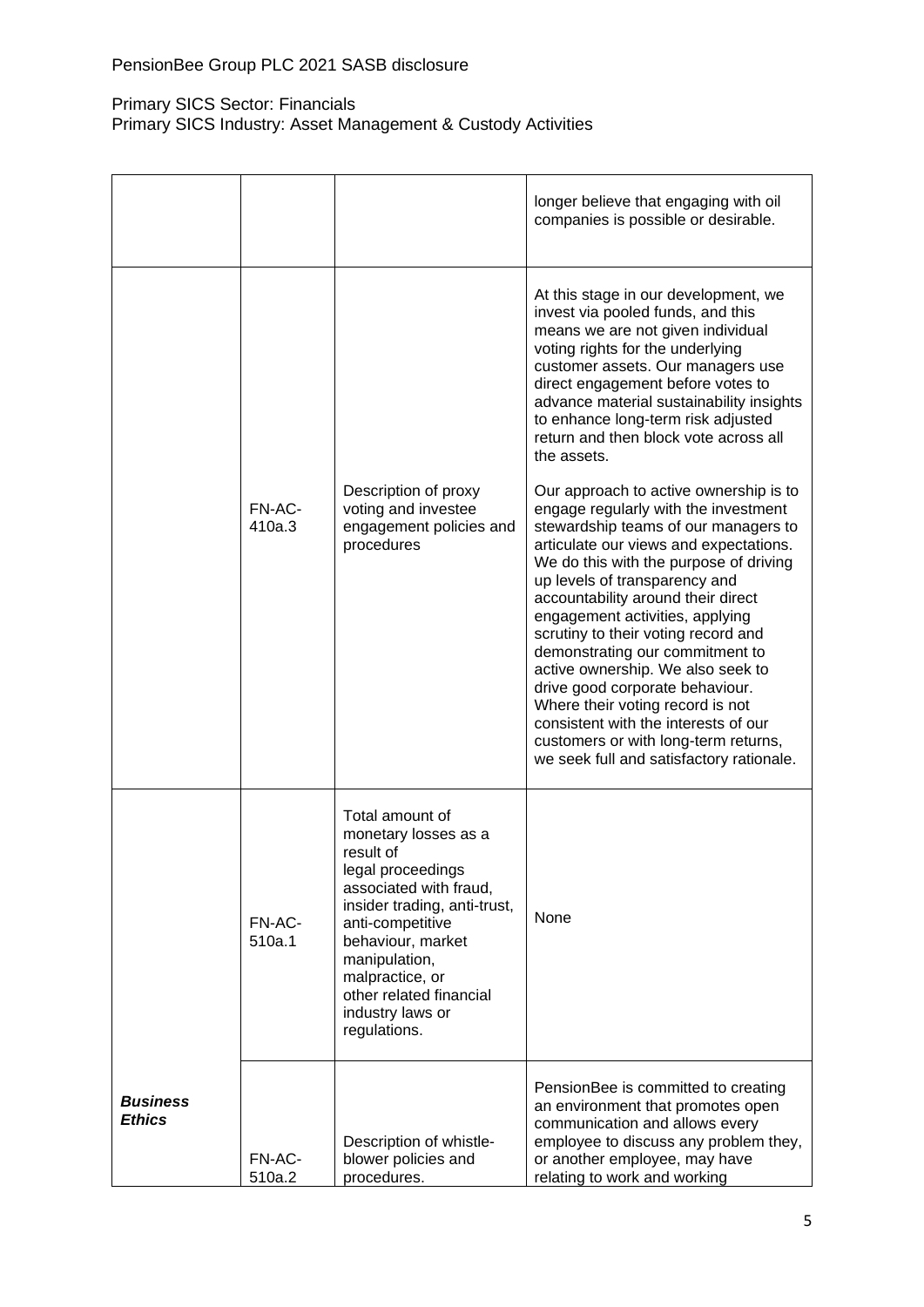PensionBee Group PLC 2021 SASB disclosure

Primary SICS Sector: Financials
Primary SICS Industry: Asset Management & Custody Activities

| | | | |
|---|---|---|---|
| | | | longer believe that engaging with oil companies is possible or desirable. |
| | FN-AC-410a.3 | Description of proxy voting and investee engagement policies and procedures | At this stage in our development, we invest via pooled funds, and this means we are not given individual voting rights for the underlying customer assets. Our managers use direct engagement before votes to advance material sustainability insights to enhance long-term risk adjusted return and then block vote across all the assets.<br><br>Our approach to active ownership is to engage regularly with the investment stewardship teams of our managers to articulate our views and expectations. We do this with the purpose of driving up levels of transparency and accountability around their direct engagement activities, applying scrutiny to their voting record and demonstrating our commitment to active ownership. We also seek to drive good corporate behaviour. Where their voting record is not consistent with the interests of our customers or with long-term returns, we seek full and satisfactory rationale. |
| ***Business Ethics*** | FN-AC-510a.1 | Total amount of monetary losses as a result of legal proceedings associated with fraud, insider trading, anti-trust, anti-competitive behaviour, market manipulation, malpractice, or other related financial industry laws or regulations. | None |
| | FN-AC-510a.2 | Description of whistle-blower policies and procedures. | PensionBee is committed to creating an environment that promotes open communication and allows every employee to discuss any problem they, or another employee, may have relating to work and working |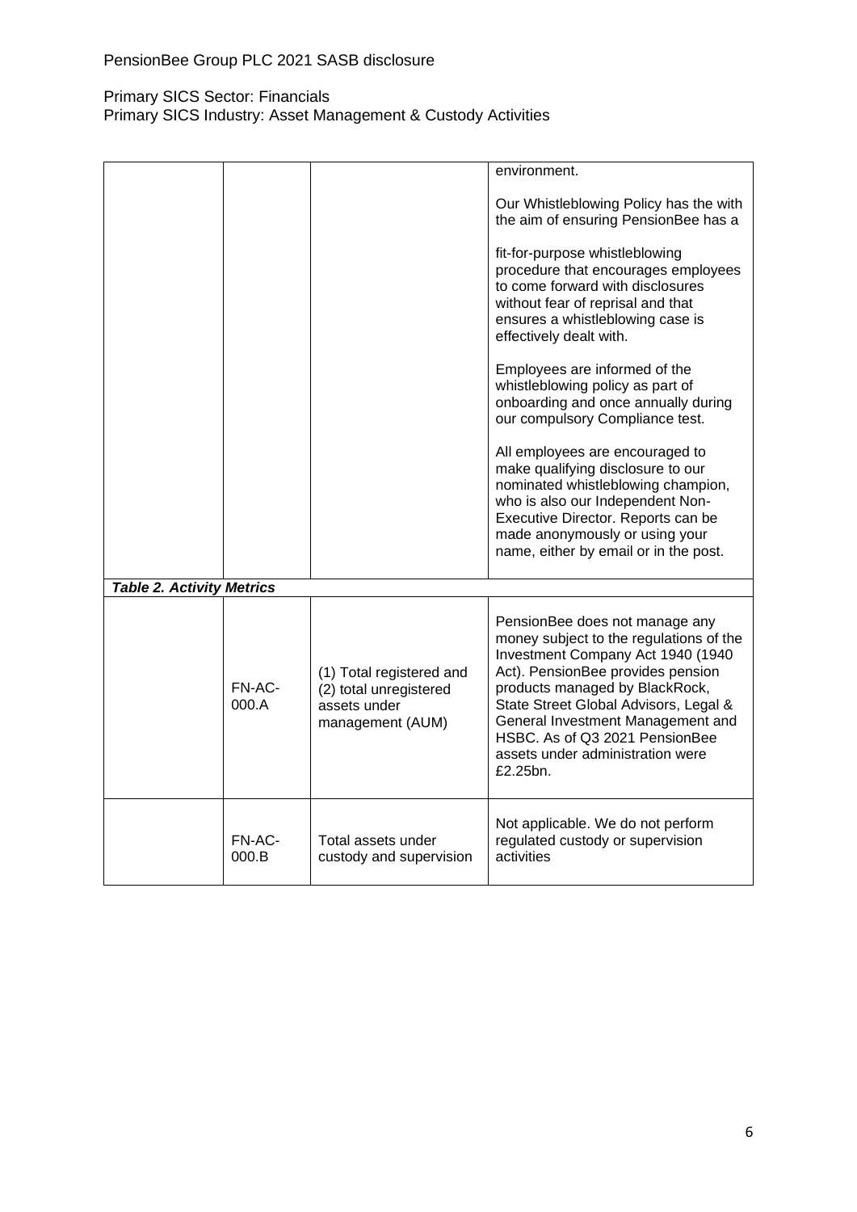PensionBee Group PLC 2021 SASB disclosure

Primary SICS Sector: Financials
Primary SICS Industry: Asset Management & Custody Activities

| | | | |
|---|---|---|---|
| | | | environment.<br><br>Our Whistleblowing Policy has the with the aim of ensuring PensionBee has a<br><br>fit-for-purpose whistleblowing procedure that encourages employees to come forward with disclosures without fear of reprisal and that ensures a whistleblowing case is effectively dealt with.<br><br>Employees are informed of the whistleblowing policy as part of onboarding and once annually during our compulsory Compliance test.<br><br>All employees are encouraged to make qualifying disclosure to our nominated whistleblowing champion, who is also our Independent Non-Executive Director. Reports can be made anonymously or using your name, either by email or in the post. |
| ***Table 2. Activity Metrics*** | | | |
| | FN-AC-000.A | (1) Total registered and (2) total unregistered assets under management (AUM) | PensionBee does not manage any money subject to the regulations of the Investment Company Act 1940 (1940 Act). PensionBee provides pension products managed by BlackRock, State Street Global Advisors, Legal & General Investment Management and HSBC. As of Q3 2021 PensionBee assets under administration were £2.25bn. |
| | FN-AC-000.B | Total assets under custody and supervision | Not applicable. We do not perform regulated custody or supervision activities |